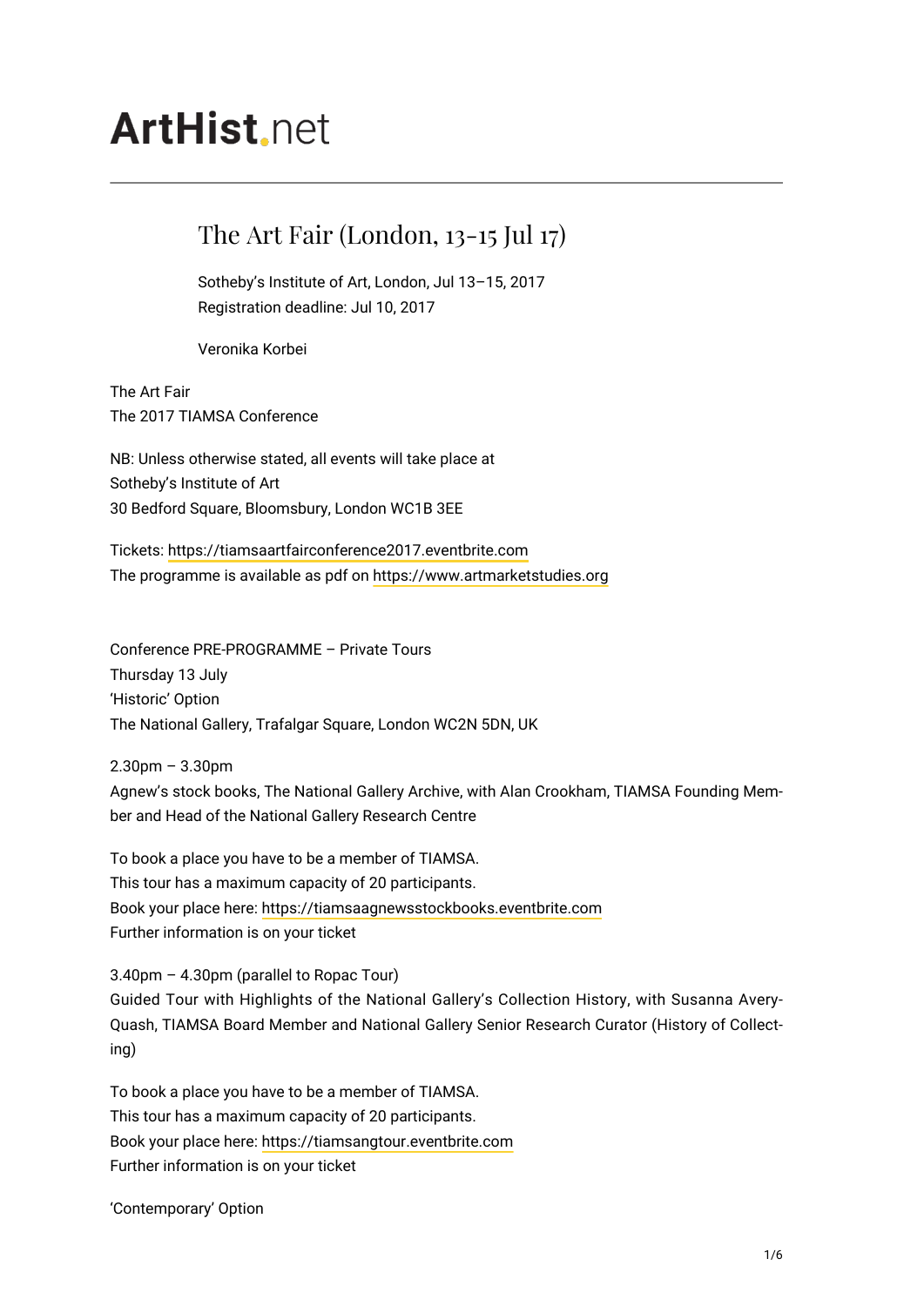ArtHist.net

# The Art Fair (London, 13-15 Jul 17)

Sotheby's Institute of Art, London, Jul 13–15, 2017
Registration deadline: Jul 10, 2017

Veronika Korbei

The Art Fair
The 2017 TIAMSA Conference

NB: Unless otherwise stated, all events will take place at
Sotheby's Institute of Art
30 Bedford Square, Bloomsbury, London WC1B 3EE

Tickets: https://tiamsaartfairconference2017.eventbrite.com
The programme is available as pdf on https://www.artmarketstudies.org

Conference PRE-PROGRAMME – Private Tours
Thursday 13 July
'Historic' Option
The National Gallery, Trafalgar Square, London WC2N 5DN, UK

2.30pm – 3.30pm
Agnew's stock books, The National Gallery Archive, with Alan Crookham, TIAMSA Founding Member and Head of the National Gallery Research Centre

To book a place you have to be a member of TIAMSA.
This tour has a maximum capacity of 20 participants.
Book your place here: https://tiamsaagnewsstockbooks.eventbrite.com
Further information is on your ticket

3.40pm – 4.30pm (parallel to Ropac Tour)
Guided Tour with Highlights of the National Gallery's Collection History, with Susanna Avery-Quash, TIAMSA Board Member and National Gallery Senior Research Curator (History of Collecting)

To book a place you have to be a member of TIAMSA.
This tour has a maximum capacity of 20 participants.
Book your place here: https://tiamsangtour.eventbrite.com
Further information is on your ticket

'Contemporary' Option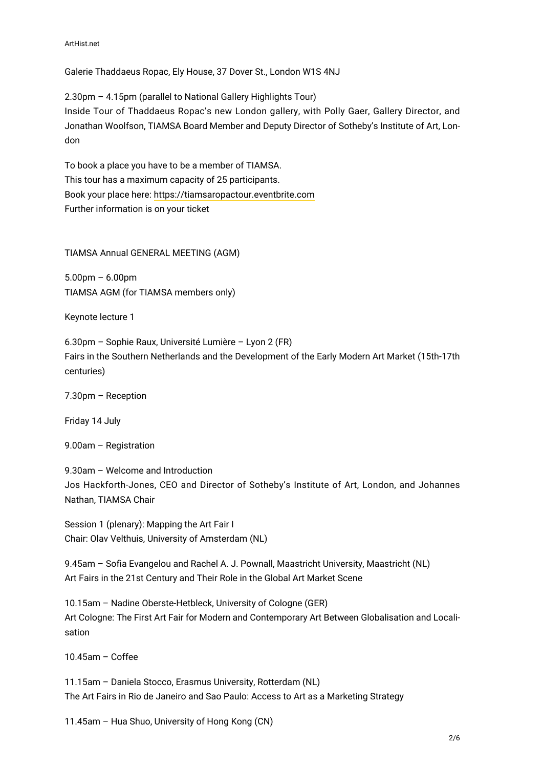Galerie Thaddaeus Ropac, Ely House, 37 Dover St., London W1S 4NJ

2.30pm – 4.15pm (parallel to National Gallery Highlights Tour)
Inside Tour of Thaddaeus Ropac's new London gallery, with Polly Gaer, Gallery Director, and Jonathan Woolfson, TIAMSA Board Member and Deputy Director of Sotheby's Institute of Art, London

To book a place you have to be a member of TIAMSA.
This tour has a maximum capacity of 25 participants.
Book your place here: https://tiamsaropactour.eventbrite.com
Further information is on your ticket

TIAMSA Annual GENERAL MEETING (AGM)

5.00pm – 6.00pm
TIAMSA AGM (for TIAMSA members only)

Keynote lecture 1

6.30pm – Sophie Raux, Université Lumière – Lyon 2 (FR)
Fairs in the Southern Netherlands and the Development of the Early Modern Art Market (15th-17th centuries)

7.30pm – Reception

Friday 14 July

9.00am – Registration

9.30am – Welcome and Introduction
Jos Hackforth-Jones, CEO and Director of Sotheby's Institute of Art, London, and Johannes Nathan, TIAMSA Chair

Session 1 (plenary): Mapping the Art Fair I
Chair: Olav Velthuis, University of Amsterdam (NL)

9.45am – Sofia Evangelou and Rachel A. J. Pownall, Maastricht University, Maastricht (NL)
Art Fairs in the 21st Century and Their Role in the Global Art Market Scene

10.15am – Nadine Oberste-Hetbleck, University of Cologne (GER)
Art Cologne: The First Art Fair for Modern and Contemporary Art Between Globalisation and Localisation

10.45am – Coffee

11.15am – Daniela Stocco, Erasmus University, Rotterdam (NL)
The Art Fairs in Rio de Janeiro and Sao Paulo: Access to Art as a Marketing Strategy

11.45am – Hua Shuo, University of Hong Kong (CN)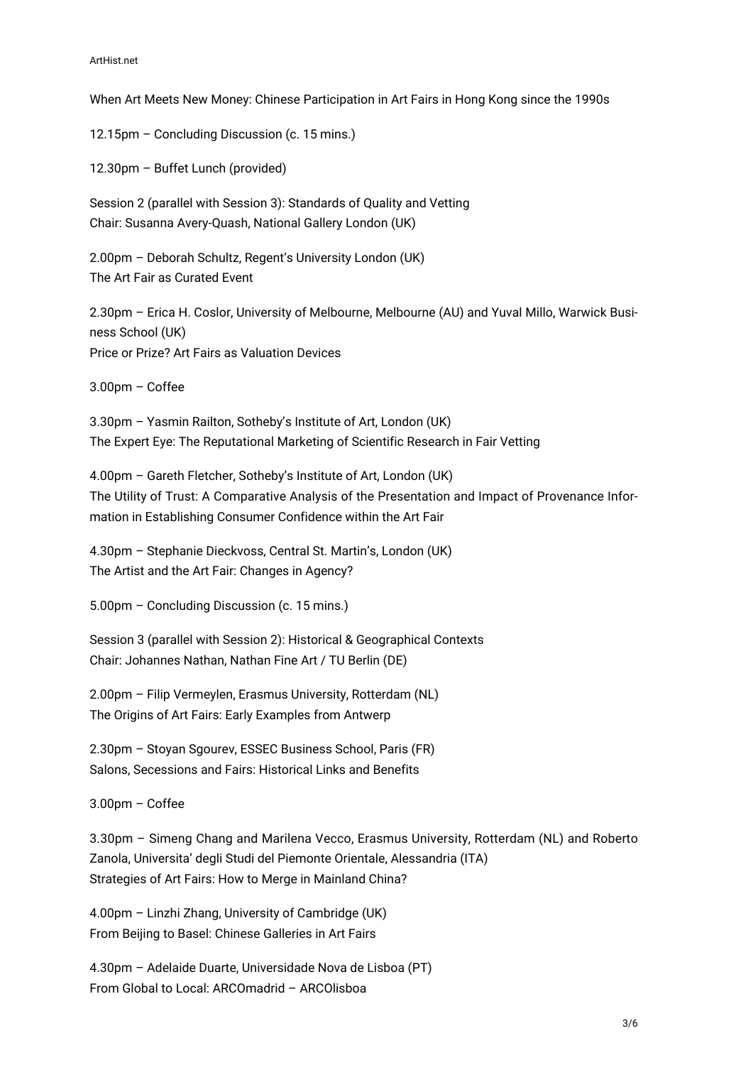When Art Meets New Money: Chinese Participation in Art Fairs in Hong Kong since the 1990s

12.15pm – Concluding Discussion (c. 15 mins.)

12.30pm – Buffet Lunch (provided)

Session 2 (parallel with Session 3): Standards of Quality and Vetting
Chair: Susanna Avery-Quash, National Gallery London (UK)

2.00pm – Deborah Schultz, Regent's University London (UK)
The Art Fair as Curated Event

2.30pm – Erica H. Coslor, University of Melbourne, Melbourne (AU) and Yuval Millo, Warwick Business School (UK)
Price or Prize? Art Fairs as Valuation Devices

3.00pm – Coffee

3.30pm – Yasmin Railton, Sotheby's Institute of Art, London (UK)
The Expert Eye: The Reputational Marketing of Scientific Research in Fair Vetting

4.00pm – Gareth Fletcher, Sotheby's Institute of Art, London (UK)
The Utility of Trust: A Comparative Analysis of the Presentation and Impact of Provenance Information in Establishing Consumer Confidence within the Art Fair

4.30pm – Stephanie Dieckvoss, Central St. Martin's, London (UK)
The Artist and the Art Fair: Changes in Agency?

5.00pm – Concluding Discussion (c. 15 mins.)

Session 3 (parallel with Session 2): Historical & Geographical Contexts
Chair: Johannes Nathan, Nathan Fine Art / TU Berlin (DE)

2.00pm – Filip Vermeylen, Erasmus University, Rotterdam (NL)
The Origins of Art Fairs: Early Examples from Antwerp

2.30pm – Stoyan Sgourev, ESSEC Business School, Paris (FR)
Salons, Secessions and Fairs: Historical Links and Benefits

3.00pm – Coffee

3.30pm – Simeng Chang and Marilena Vecco, Erasmus University, Rotterdam (NL) and Roberto Zanola, Universita' degli Studi del Piemonte Orientale, Alessandria (ITA)
Strategies of Art Fairs: How to Merge in Mainland China?

4.00pm – Linzhi Zhang, University of Cambridge (UK)
From Beijing to Basel: Chinese Galleries in Art Fairs

4.30pm – Adelaide Duarte, Universidade Nova de Lisboa (PT)
From Global to Local: ARCOmadrid – ARCOlisboa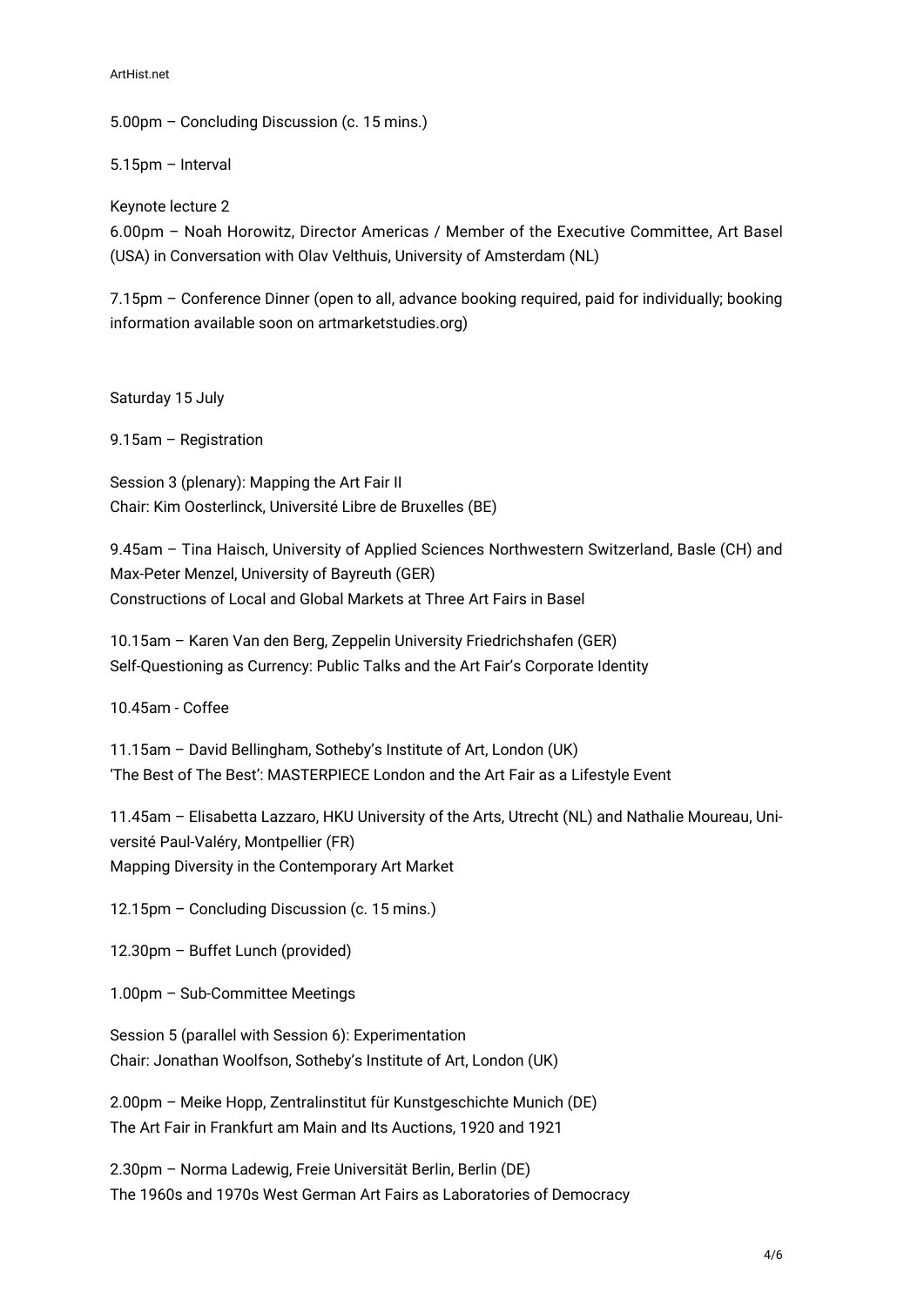5.00pm – Concluding Discussion (c. 15 mins.)

5.15pm – Interval

Keynote lecture 2
6.00pm – Noah Horowitz, Director Americas / Member of the Executive Committee, Art Basel (USA) in Conversation with Olav Velthuis, University of Amsterdam (NL)

7.15pm – Conference Dinner (open to all, advance booking required, paid for individually; booking information available soon on artmarketstudies.org)

Saturday 15 July

9.15am – Registration

Session 3 (plenary): Mapping the Art Fair II
Chair: Kim Oosterlinck, Université Libre de Bruxelles (BE)

9.45am – Tina Haisch, University of Applied Sciences Northwestern Switzerland, Basle (CH) and Max-Peter Menzel, University of Bayreuth (GER)
Constructions of Local and Global Markets at Three Art Fairs in Basel

10.15am – Karen Van den Berg, Zeppelin University Friedrichshafen (GER)
Self-Questioning as Currency: Public Talks and the Art Fair's Corporate Identity

10.45am - Coffee

11.15am – David Bellingham, Sotheby's Institute of Art, London (UK)
'The Best of The Best': MASTERPIECE London and the Art Fair as a Lifestyle Event

11.45am – Elisabetta Lazzaro, HKU University of the Arts, Utrecht (NL) and Nathalie Moureau, Université Paul-Valéry, Montpellier (FR)
Mapping Diversity in the Contemporary Art Market

12.15pm – Concluding Discussion (c. 15 mins.)

12.30pm – Buffet Lunch (provided)

1.00pm – Sub-Committee Meetings

Session 5 (parallel with Session 6): Experimentation
Chair: Jonathan Woolfson, Sotheby's Institute of Art, London (UK)

2.00pm – Meike Hopp, Zentralinstitut für Kunstgeschichte Munich (DE)
The Art Fair in Frankfurt am Main and Its Auctions, 1920 and 1921

2.30pm – Norma Ladewig, Freie Universität Berlin, Berlin (DE)
The 1960s and 1970s West German Art Fairs as Laboratories of Democracy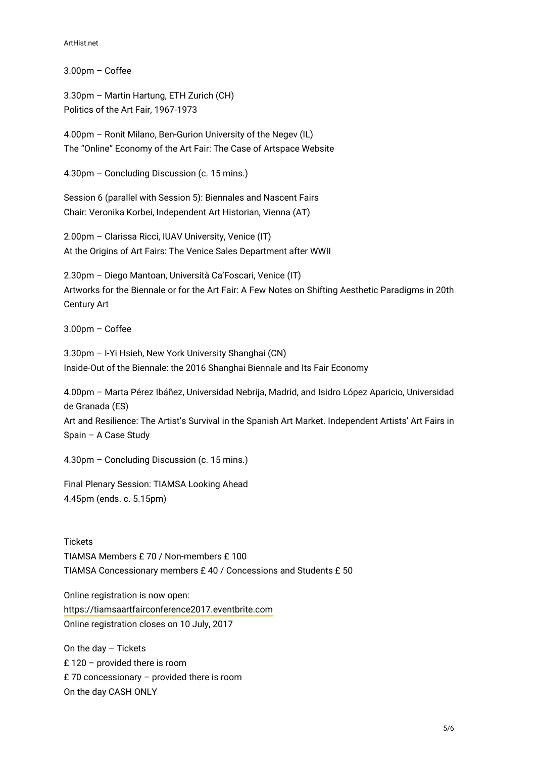3.00pm – Coffee

3.30pm – Martin Hartung, ETH Zurich (CH)
Politics of the Art Fair, 1967-1973

4.00pm – Ronit Milano, Ben-Gurion University of the Negev (IL)
The "Online" Economy of the Art Fair: The Case of Artspace Website

4.30pm – Concluding Discussion (c. 15 mins.)

Session 6 (parallel with Session 5): Biennales and Nascent Fairs
Chair: Veronika Korbei, Independent Art Historian, Vienna (AT)

2.00pm – Clarissa Ricci, IUAV University, Venice (IT)
At the Origins of Art Fairs: The Venice Sales Department after WWII

2.30pm – Diego Mantoan, Università Ca'Foscari, Venice (IT)
Artworks for the Biennale or for the Art Fair: A Few Notes on Shifting Aesthetic Paradigms in 20th Century Art

3.00pm – Coffee

3.30pm – I-Yi Hsieh, New York University Shanghai (CN)
Inside-Out of the Biennale: the 2016 Shanghai Biennale and Its Fair Economy

4.00pm – Marta Pérez Ibáñez, Universidad Nebrija, Madrid, and Isidro López Aparicio, Universidad de Granada (ES)
Art and Resilience: The Artist's Survival in the Spanish Art Market. Independent Artists' Art Fairs in Spain – A Case Study

4.30pm – Concluding Discussion (c. 15 mins.)

Final Plenary Session: TIAMSA Looking Ahead
4.45pm (ends. c. 5.15pm)

Tickets
TIAMSA Members £ 70 / Non-members £ 100
TIAMSA Concessionary members £ 40 / Concessions and Students £ 50

Online registration is now open:
https://tiamsaartfairconference2017.eventbrite.com
Online registration closes on 10 July, 2017

On the day – Tickets
£ 120 – provided there is room
£ 70 concessionary – provided there is room
On the day CASH ONLY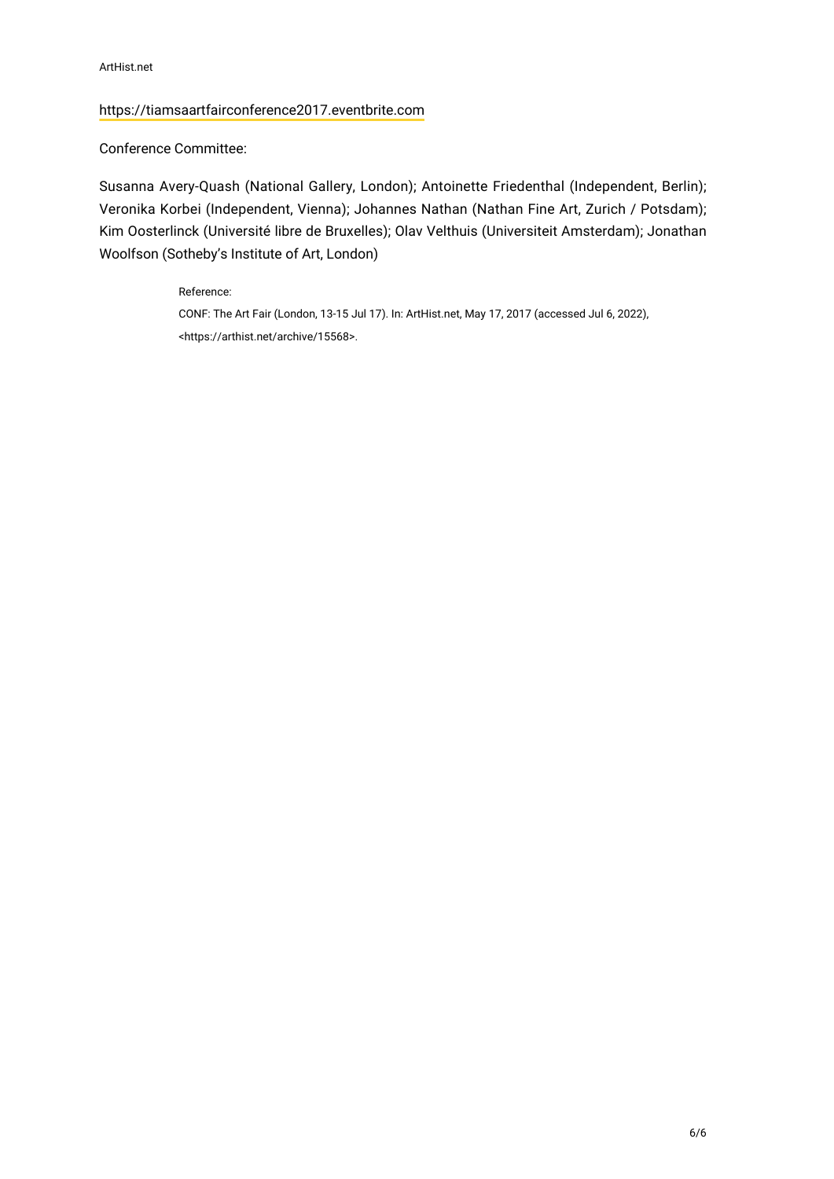https://tiamsaartfairconference2017.eventbrite.com

Conference Committee:

Susanna Avery-Quash (National Gallery, London); Antoinette Friedenthal (Independent, Berlin); Veronika Korbei (Independent, Vienna); Johannes Nathan (Nathan Fine Art, Zurich / Potsdam); Kim Oosterlinck (Université libre de Bruxelles); Olav Velthuis (Universiteit Amsterdam); Jonathan Woolfson (Sotheby's Institute of Art, London)

Reference:
CONF: The Art Fair (London, 13-15 Jul 17). In: ArtHist.net, May 17, 2017 (accessed Jul 6, 2022), <https://arthist.net/archive/15568>.